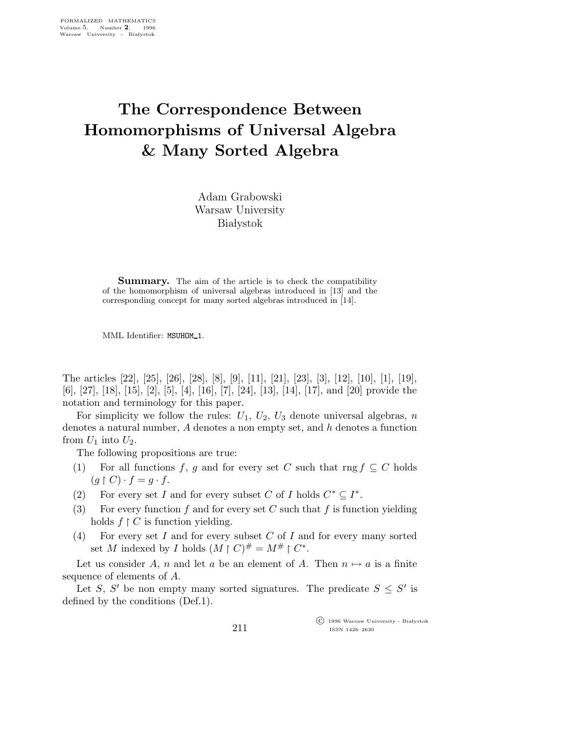# The Correspondence Between Homomorphisms of Universal Algebra & Many Sorted Algebra

Adam Grabowski
Warsaw University
Białystok

**Summary.** The aim of the article is to check the compatibility of the homomorphism of universal algebras introduced in [13] and the corresponding concept for many sorted algebras introduced in [14].

MML Identifier: MSUHOM_1.

The articles [22], [25], [26], [28], [8], [9], [11], [21], [23], [3], [12], [10], [1], [19], [6], [27], [18], [15], [2], [5], [4], [16], [7], [24], [13], [14], [17], and [20] provide the notation and terminology for this paper.

For simplicity we follow the rules: $U_1$, $U_2$, $U_3$ denote universal algebras, $n$ denotes a natural number, $A$ denotes a non empty set, and $h$ denotes a function from $U_1$ into $U_2$.

The following propositions are true:

(1) For all functions $f$, $g$ and for every set $C$ such that $\operatorname{rng} f \subseteq C$ holds $(g \restriction C) \cdot f = g \cdot f$.

(2) For every set $I$ and for every subset $C$ of $I$ holds $C^* \subseteq I^*$.

(3) For every function $f$ and for every set $C$ such that $f$ is function yielding holds $f \restriction C$ is function yielding.

(4) For every set $I$ and for every subset $C$ of $I$ and for every many sorted set $M$ indexed by $I$ holds $(M \restriction C)^\# = M^\# \restriction C^*$.

Let us consider $A$, $n$ and let $a$ be an element of $A$. Then $n \mapsto a$ is a finite sequence of elements of $A$.

Let $S$, $S'$ be non empty many sorted signatures. The predicate $S \leq S'$ is defined by the conditions (Def.1).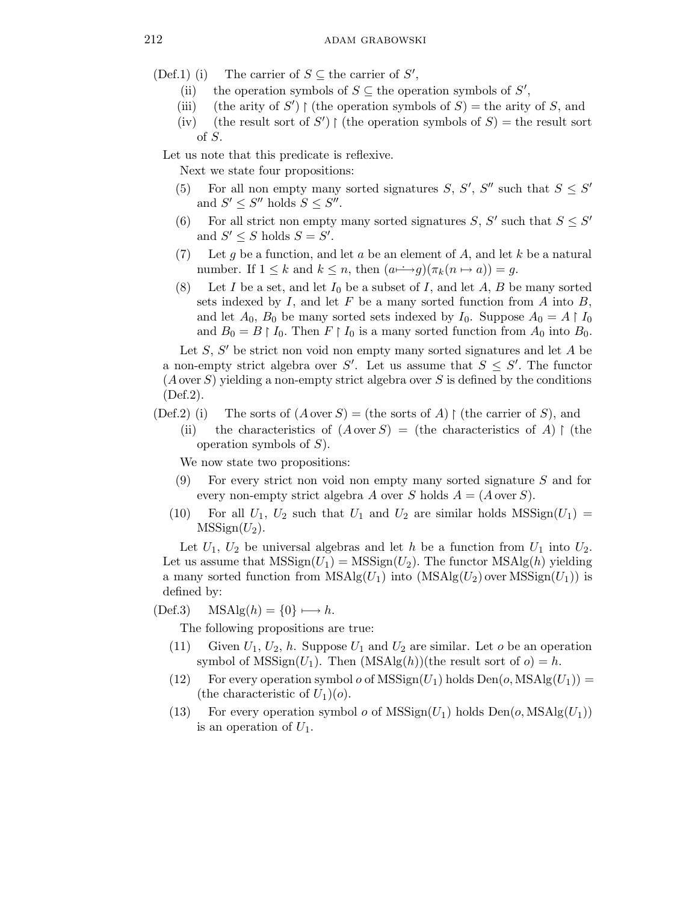(Def.1) (i) The carrier of $S \subseteq$ the carrier of $S'$,

(ii) the operation symbols of $S \subseteq$ the operation symbols of $S'$,

(iii) (the arity of $S'$) $\restriction$ (the operation symbols of $S$) = the arity of $S$, and

(iv) (the result sort of $S'$) $\restriction$ (the operation symbols of $S$) = the result sort of $S$.

Let us note that this predicate is reflexive.

Next we state four propositions:

(5) For all non empty many sorted signatures $S$, $S'$, $S''$ such that $S \leq S'$ and $S' \leq S''$ holds $S \leq S''$.

(6) For all strict non empty many sorted signatures $S$, $S'$ such that $S \leq S'$ and $S' \leq S$ holds $S = S'$.

(7) Let $g$ be a function, and let $a$ be an element of $A$, and let $k$ be a natural number. If $1 \leq k$ and $k \leq n$, then $(a \longmapsto g)(\pi_k(n \mapsto a)) = g$.

(8) Let $I$ be a set, and let $I_0$ be a subset of $I$, and let $A$, $B$ be many sorted sets indexed by $I$, and let $F$ be a many sorted function from $A$ into $B$, and let $A_0$, $B_0$ be many sorted sets indexed by $I_0$. Suppose $A_0 = A \restriction I_0$ and $B_0 = B \restriction I_0$. Then $F \restriction I_0$ is a many sorted function from $A_0$ into $B_0$.

Let $S$, $S'$ be strict non void non empty many sorted signatures and let $A$ be a non-empty strict algebra over $S'$. Let us assume that $S \leq S'$. The functor ($A$ over $S$) yielding a non-empty strict algebra over $S$ is defined by the conditions (Def.2).

(Def.2) (i) The sorts of ($A$ over $S$) = (the sorts of $A$) $\restriction$ (the carrier of $S$), and

(ii) the characteristics of ($A$ over $S$) = (the characteristics of $A$) $\restriction$ (the operation symbols of $S$).

We now state two propositions:

(9) For every strict non void non empty many sorted signature $S$ and for every non-empty strict algebra $A$ over $S$ holds $A = (A \text{ over } S)$.

(10) For all $U_1$, $U_2$ such that $U_1$ and $U_2$ are similar holds $\text{MSSign}(U_1) = \text{MSSign}(U_2)$.

Let $U_1$, $U_2$ be universal algebras and let $h$ be a function from $U_1$ into $U_2$. Let us assume that $\text{MSSign}(U_1) = \text{MSSign}(U_2)$. The functor $\text{MSAlg}(h)$ yielding a many sorted function from $\text{MSAlg}(U_1)$ into ($\text{MSAlg}(U_2)$ over $\text{MSSign}(U_1)$) is defined by:

(Def.3) $\text{MSAlg}(h) = \{0\} \longmapsto h$.

The following propositions are true:

(11) Given $U_1$, $U_2$, $h$. Suppose $U_1$ and $U_2$ are similar. Let $o$ be an operation symbol of $\text{MSSign}(U_1)$. Then $(\text{MSAlg}(h))(\text{the result sort of } o) = h$.

(12) For every operation symbol $o$ of $\text{MSSign}(U_1)$ holds $\text{Den}(o, \text{MSAlg}(U_1)) =$ (the characteristic of $U_1$)($o$).

(13) For every operation symbol $o$ of $\text{MSSign}(U_1)$ holds $\text{Den}(o, \text{MSAlg}(U_1))$ is an operation of $U_1$.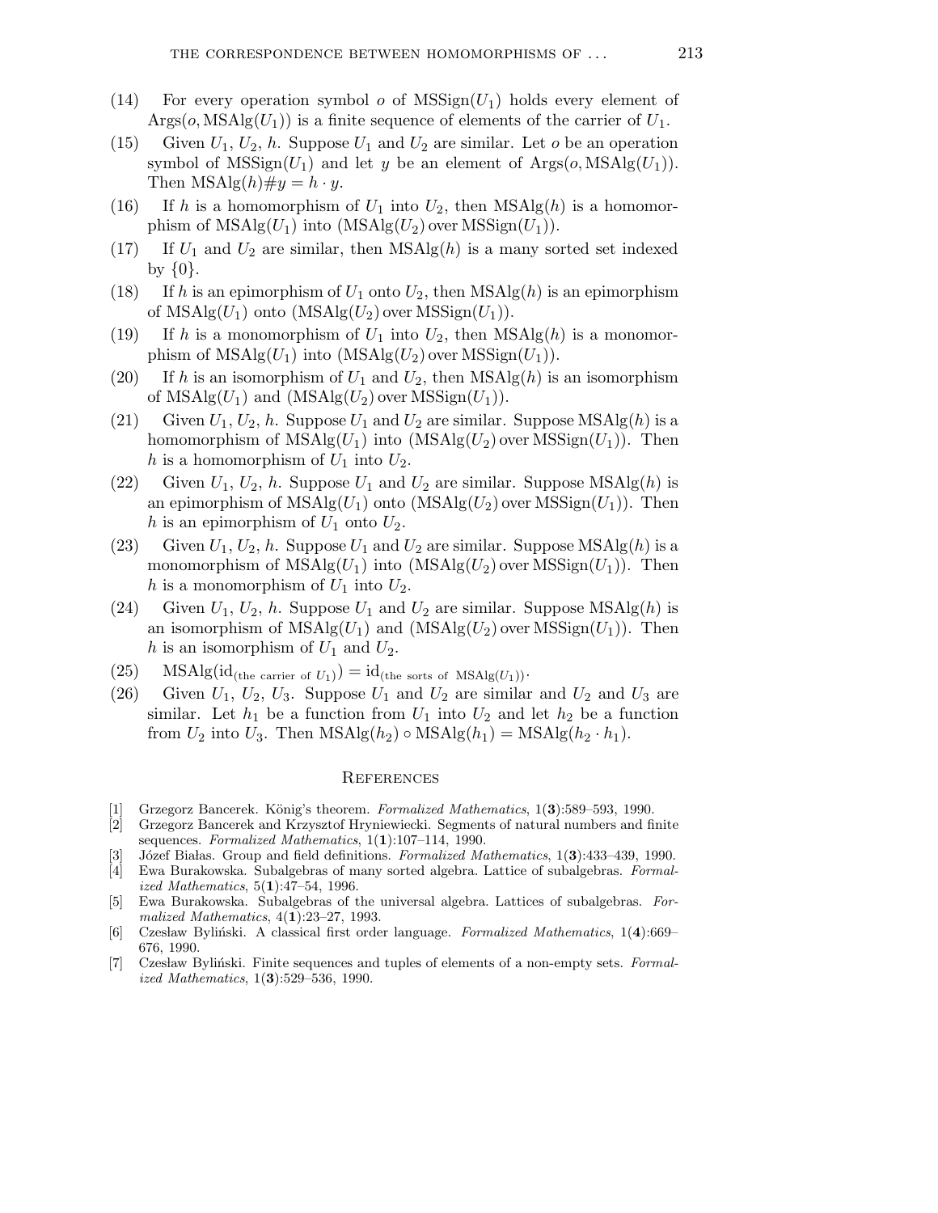(14) For every operation symbol $o$ of $\mathrm{MSSign}(U_1)$ holds every element of $\mathrm{Args}(o, \mathrm{MSAlg}(U_1))$ is a finite sequence of elements of the carrier of $U_1$.

(15) Given $U_1$, $U_2$, $h$. Suppose $U_1$ and $U_2$ are similar. Let $o$ be an operation symbol of $\mathrm{MSSign}(U_1)$ and let $y$ be an element of $\mathrm{Args}(o, \mathrm{MSAlg}(U_1))$. Then $\mathrm{MSAlg}(h)\#y = h \cdot y$.

(16) If $h$ is a homomorphism of $U_1$ into $U_2$, then $\mathrm{MSAlg}(h)$ is a homomorphism of $\mathrm{MSAlg}(U_1)$ into $(\mathrm{MSAlg}(U_2) \,\mathrm{over}\, \mathrm{MSSign}(U_1))$.

(17) If $U_1$ and $U_2$ are similar, then $\mathrm{MSAlg}(h)$ is a many sorted set indexed by $\{0\}$.

(18) If $h$ is an epimorphism of $U_1$ onto $U_2$, then $\mathrm{MSAlg}(h)$ is an epimorphism of $\mathrm{MSAlg}(U_1)$ onto $(\mathrm{MSAlg}(U_2) \,\mathrm{over}\, \mathrm{MSSign}(U_1))$.

(19) If $h$ is a monomorphism of $U_1$ into $U_2$, then $\mathrm{MSAlg}(h)$ is a monomorphism of $\mathrm{MSAlg}(U_1)$ into $(\mathrm{MSAlg}(U_2) \,\mathrm{over}\, \mathrm{MSSign}(U_1))$.

(20) If $h$ is an isomorphism of $U_1$ and $U_2$, then $\mathrm{MSAlg}(h)$ is an isomorphism of $\mathrm{MSAlg}(U_1)$ and $(\mathrm{MSAlg}(U_2) \,\mathrm{over}\, \mathrm{MSSign}(U_1))$.

(21) Given $U_1$, $U_2$, $h$. Suppose $U_1$ and $U_2$ are similar. Suppose $\mathrm{MSAlg}(h)$ is a homomorphism of $\mathrm{MSAlg}(U_1)$ into $(\mathrm{MSAlg}(U_2) \,\mathrm{over}\, \mathrm{MSSign}(U_1))$. Then $h$ is a homomorphism of $U_1$ into $U_2$.

(22) Given $U_1$, $U_2$, $h$. Suppose $U_1$ and $U_2$ are similar. Suppose $\mathrm{MSAlg}(h)$ is an epimorphism of $\mathrm{MSAlg}(U_1)$ onto $(\mathrm{MSAlg}(U_2) \,\mathrm{over}\, \mathrm{MSSign}(U_1))$. Then $h$ is an epimorphism of $U_1$ onto $U_2$.

(23) Given $U_1$, $U_2$, $h$. Suppose $U_1$ and $U_2$ are similar. Suppose $\mathrm{MSAlg}(h)$ is a monomorphism of $\mathrm{MSAlg}(U_1)$ into $(\mathrm{MSAlg}(U_2) \,\mathrm{over}\, \mathrm{MSSign}(U_1))$. Then $h$ is a monomorphism of $U_1$ into $U_2$.

(24) Given $U_1$, $U_2$, $h$. Suppose $U_1$ and $U_2$ are similar. Suppose $\mathrm{MSAlg}(h)$ is an isomorphism of $\mathrm{MSAlg}(U_1)$ and $(\mathrm{MSAlg}(U_2) \,\mathrm{over}\, \mathrm{MSSign}(U_1))$. Then $h$ is an isomorphism of $U_1$ and $U_2$.

(25) $\mathrm{MSAlg}(\mathrm{id}_{(\text{the carrier of } U_1)}) = \mathrm{id}_{(\text{the sorts of } \mathrm{MSAlg}(U_1))}$.

(26) Given $U_1$, $U_2$, $U_3$. Suppose $U_1$ and $U_2$ are similar and $U_2$ and $U_3$ are similar. Let $h_1$ be a function from $U_1$ into $U_2$ and let $h_2$ be a function from $U_2$ into $U_3$. Then $\mathrm{MSAlg}(h_2) \circ \mathrm{MSAlg}(h_1) = \mathrm{MSAlg}(h_2 \cdot h_1)$.

## References

[1] Grzegorz Bancerek. König's theorem. *Formalized Mathematics*, 1(**3**):589–593, 1990.

[2] Grzegorz Bancerek and Krzysztof Hryniewiecki. Segments of natural numbers and finite sequences. *Formalized Mathematics*, 1(**1**):107–114, 1990.

[3] Józef Białas. Group and field definitions. *Formalized Mathematics*, 1(**3**):433–439, 1990.

[4] Ewa Burakowska. Subalgebras of many sorted algebra. Lattice of subalgebras. *Formalized Mathematics*, 5(**1**):47–54, 1996.

[5] Ewa Burakowska. Subalgebras of the universal algebra. Lattices of subalgebras. *Formalized Mathematics*, 4(**1**):23–27, 1993.

[6] Czesław Byliński. A classical first order language. *Formalized Mathematics*, 1(**4**):669–676, 1990.

[7] Czesław Byliński. Finite sequences and tuples of elements of a non-empty sets. *Formalized Mathematics*, 1(**3**):529–536, 1990.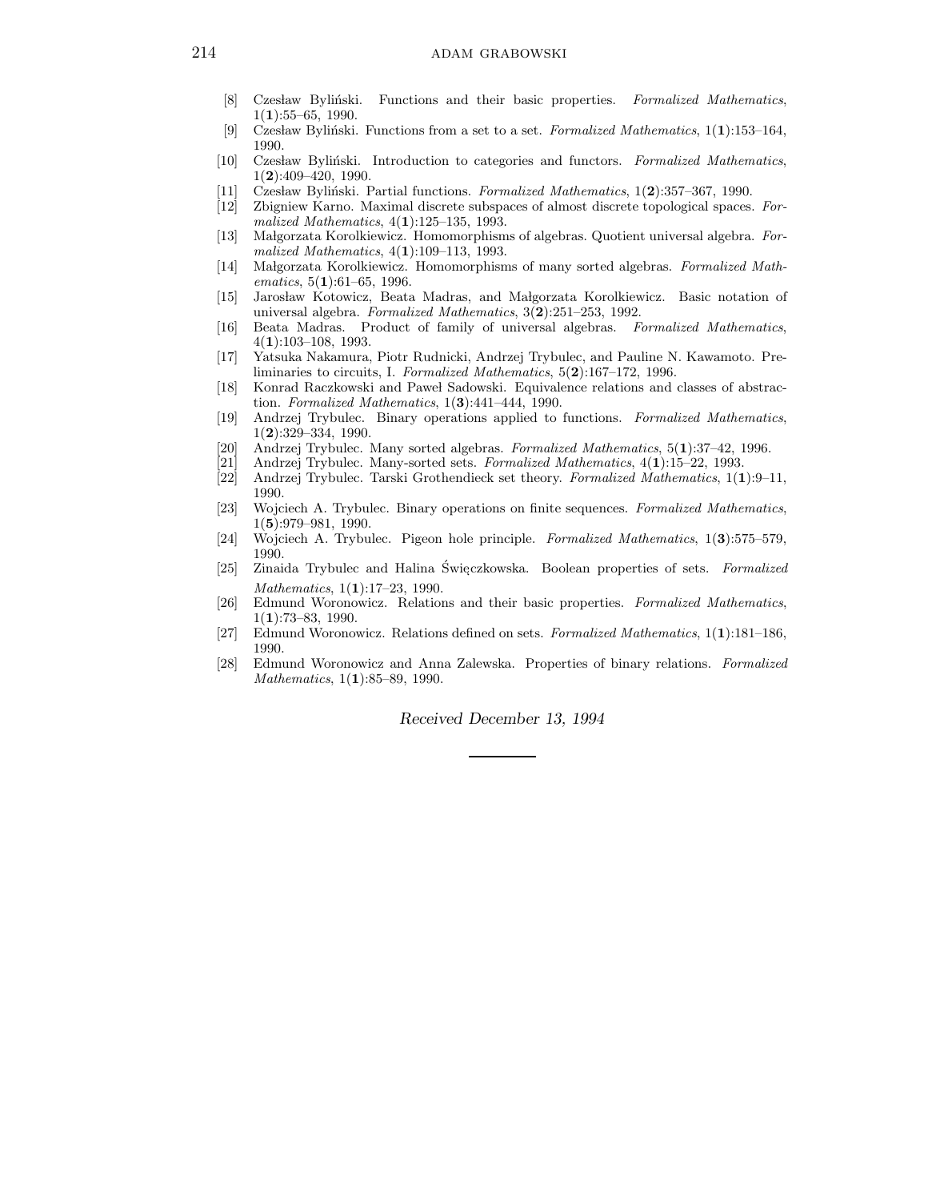[8] Czesław Byliński. Functions and their basic properties. *Formalized Mathematics*, 1(**1**):55–65, 1990.

[9] Czesław Byliński. Functions from a set to a set. *Formalized Mathematics*, 1(**1**):153–164, 1990.

[10] Czesław Byliński. Introduction to categories and functors. *Formalized Mathematics*, 1(**2**):409–420, 1990.

[11] Czesław Byliński. Partial functions. *Formalized Mathematics*, 1(**2**):357–367, 1990.

[12] Zbigniew Karno. Maximal discrete subspaces of almost discrete topological spaces. *Formalized Mathematics*, 4(**1**):125–135, 1993.

[13] Małgorzata Korolkiewicz. Homomorphisms of algebras. Quotient universal algebra. *Formalized Mathematics*, 4(**1**):109–113, 1993.

[14] Małgorzata Korolkiewicz. Homomorphisms of many sorted algebras. *Formalized Mathematics*, 5(**1**):61–65, 1996.

[15] Jarosław Kotowicz, Beata Madras, and Małgorzata Korolkiewicz. Basic notation of universal algebra. *Formalized Mathematics*, 3(**2**):251–253, 1992.

[16] Beata Madras. Product of family of universal algebras. *Formalized Mathematics*, 4(**1**):103–108, 1993.

[17] Yatsuka Nakamura, Piotr Rudnicki, Andrzej Trybulec, and Pauline N. Kawamoto. Preliminaries to circuits, I. *Formalized Mathematics*, 5(**2**):167–172, 1996.

[18] Konrad Raczkowski and Paweł Sadowski. Equivalence relations and classes of abstraction. *Formalized Mathematics*, 1(**3**):441–444, 1990.

[19] Andrzej Trybulec. Binary operations applied to functions. *Formalized Mathematics*, 1(**2**):329–334, 1990.

[20] Andrzej Trybulec. Many sorted algebras. *Formalized Mathematics*, 5(**1**):37–42, 1996.

[21] Andrzej Trybulec. Many-sorted sets. *Formalized Mathematics*, 4(**1**):15–22, 1993.

[22] Andrzej Trybulec. Tarski Grothendieck set theory. *Formalized Mathematics*, 1(**1**):9–11, 1990.

[23] Wojciech A. Trybulec. Binary operations on finite sequences. *Formalized Mathematics*, 1(**5**):979–981, 1990.

[24] Wojciech A. Trybulec. Pigeon hole principle. *Formalized Mathematics*, 1(**3**):575–579, 1990.

[25] Zinaida Trybulec and Halina Święczkowska. Boolean properties of sets. *Formalized Mathematics*, 1(**1**):17–23, 1990.

[26] Edmund Woronowicz. Relations and their basic properties. *Formalized Mathematics*, 1(**1**):73–83, 1990.

[27] Edmund Woronowicz. Relations defined on sets. *Formalized Mathematics*, 1(**1**):181–186, 1990.

[28] Edmund Woronowicz and Anna Zalewska. Properties of binary relations. *Formalized Mathematics*, 1(**1**):85–89, 1990.

*Received December 13, 1994*